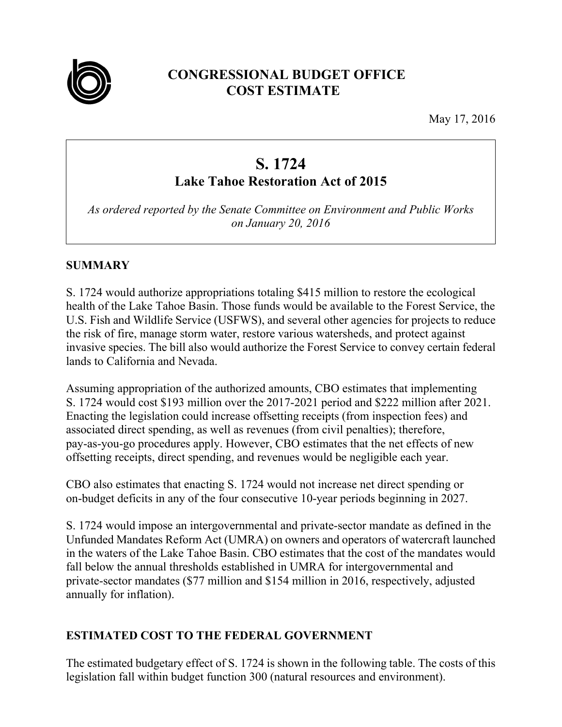# CONGRESSIONAL BUDGET OFFICE
# COST ESTIMATE

May 17, 2016

## S. 1724
### Lake Tahoe Restoration Act of 2015

*As ordered reported by the Senate Committee on Environment and Public Works on January 20, 2016*

## SUMMARY

S. 1724 would authorize appropriations totaling $415 million to restore the ecological health of the Lake Tahoe Basin. Those funds would be available to the Forest Service, the U.S. Fish and Wildlife Service (USFWS), and several other agencies for projects to reduce the risk of fire, manage storm water, restore various watersheds, and protect against invasive species. The bill also would authorize the Forest Service to convey certain federal lands to California and Nevada.

Assuming appropriation of the authorized amounts, CBO estimates that implementing S. 1724 would cost $193 million over the 2017-2021 period and $222 million after 2021. Enacting the legislation could increase offsetting receipts (from inspection fees) and associated direct spending, as well as revenues (from civil penalties); therefore, pay-as-you-go procedures apply. However, CBO estimates that the net effects of new offsetting receipts, direct spending, and revenues would be negligible each year.

CBO also estimates that enacting S. 1724 would not increase net direct spending or on-budget deficits in any of the four consecutive 10-year periods beginning in 2027.

S. 1724 would impose an intergovernmental and private-sector mandate as defined in the Unfunded Mandates Reform Act (UMRA) on owners and operators of watercraft launched in the waters of the Lake Tahoe Basin. CBO estimates that the cost of the mandates would fall below the annual thresholds established in UMRA for intergovernmental and private-sector mandates ($77 million and $154 million in 2016, respectively, adjusted annually for inflation).

## ESTIMATED COST TO THE FEDERAL GOVERNMENT

The estimated budgetary effect of S. 1724 is shown in the following table. The costs of this legislation fall within budget function 300 (natural resources and environment).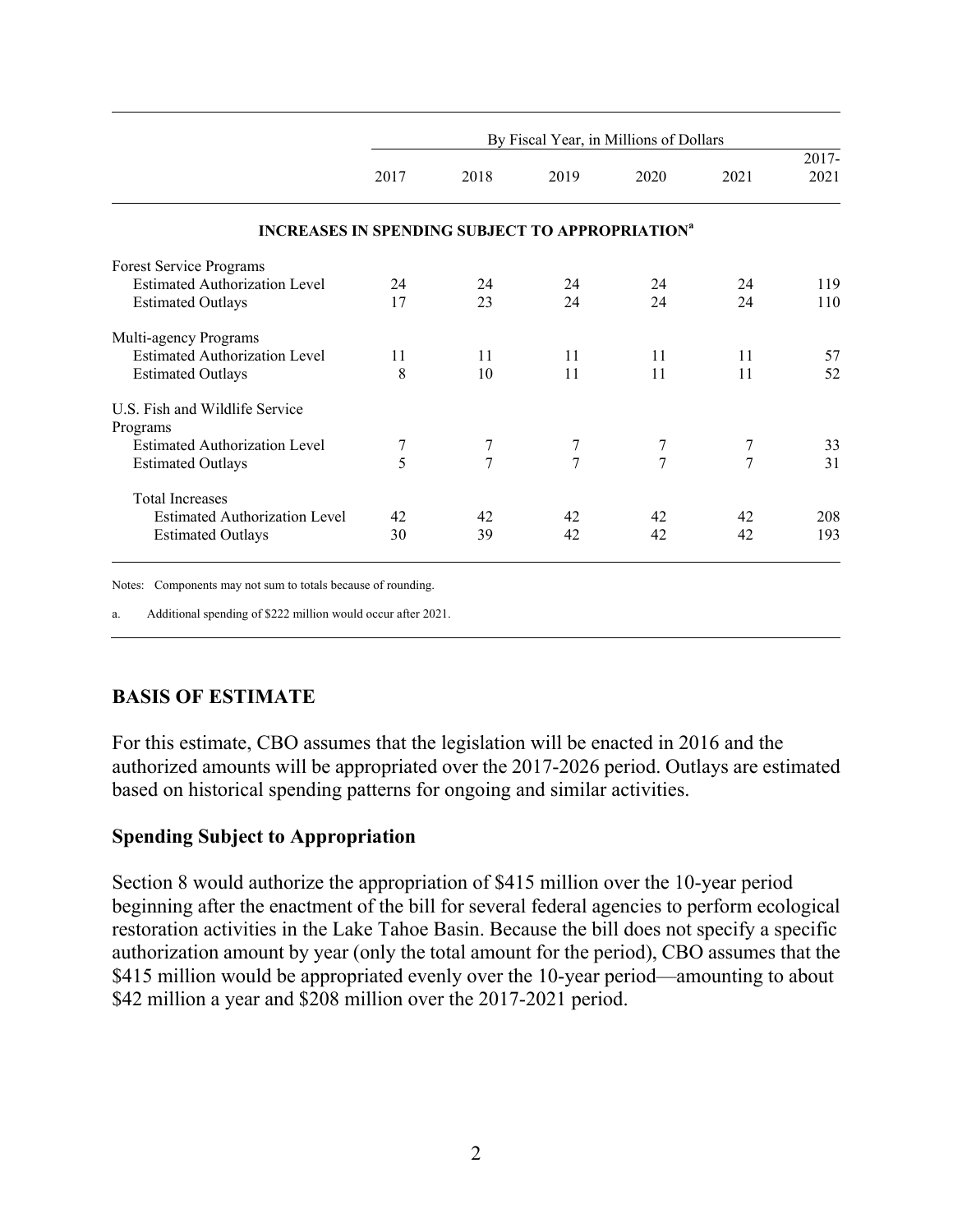| | By Fiscal Year, in Millions of Dollars | | | | | |
|---|---|---|---|---|---|---|
| | 2017 | 2018 | 2019 | 2020 | 2021 | 2017-2021 |
| **INCREASES IN SPENDING SUBJECT TO APPROPRIATION[a]** | | | | | | |
| Forest Service Programs | | | | | | |
| Estimated Authorization Level | 24 | 24 | 24 | 24 | 24 | 119 |
| Estimated Outlays | 17 | 23 | 24 | 24 | 24 | 110 |
| Multi-agency Programs | | | | | | |
| Estimated Authorization Level | 11 | 11 | 11 | 11 | 11 | 57 |
| Estimated Outlays | 8 | 10 | 11 | 11 | 11 | 52 |
| U.S. Fish and Wildlife Service Programs | | | | | | |
| Estimated Authorization Level | 7 | 7 | 7 | 7 | 7 | 33 |
| Estimated Outlays | 5 | 7 | 7 | 7 | 7 | 31 |
| Total Increases | | | | | | |
| Estimated Authorization Level | 42 | 42 | 42 | 42 | 42 | 208 |
| Estimated Outlays | 30 | 39 | 42 | 42 | 42 | 193 |

Notes: Components may not sum to totals because of rounding.

a. Additional spending of $222 million would occur after 2021.

## BASIS OF ESTIMATE

For this estimate, CBO assumes that the legislation will be enacted in 2016 and the authorized amounts will be appropriated over the 2017-2026 period. Outlays are estimated based on historical spending patterns for ongoing and similar activities.

### Spending Subject to Appropriation

Section 8 would authorize the appropriation of $415 million over the 10-year period beginning after the enactment of the bill for several federal agencies to perform ecological restoration activities in the Lake Tahoe Basin. Because the bill does not specify a specific authorization amount by year (only the total amount for the period), CBO assumes that the $415 million would be appropriated evenly over the 10-year period—amounting to about $42 million a year and $208 million over the 2017-2021 period.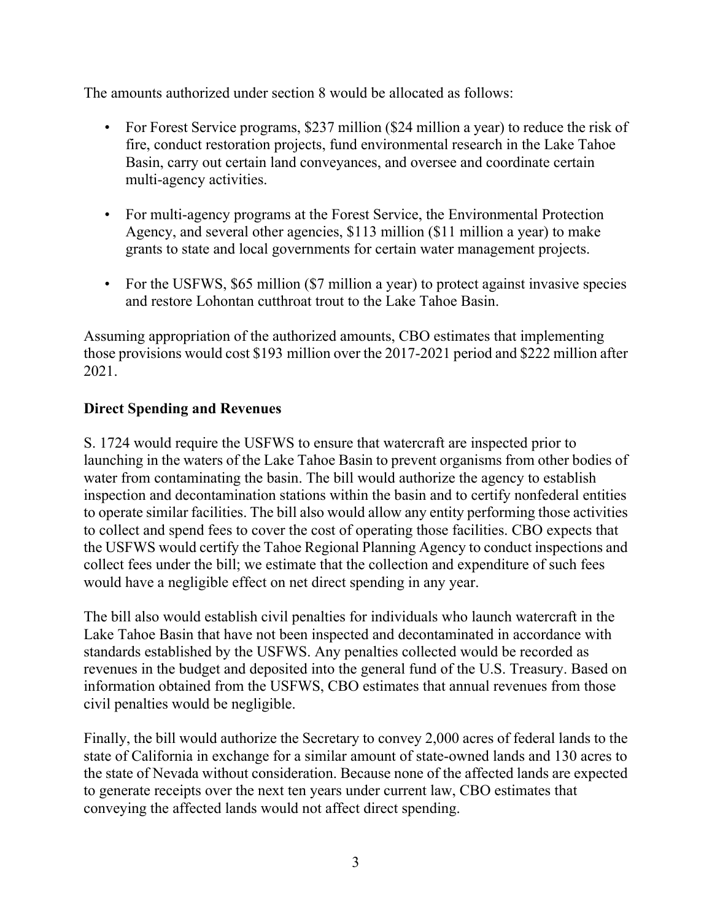The amounts authorized under section 8 would be allocated as follows:

- For Forest Service programs, $237 million ($24 million a year) to reduce the risk of fire, conduct restoration projects, fund environmental research in the Lake Tahoe Basin, carry out certain land conveyances, and oversee and coordinate certain multi-agency activities.
- For multi-agency programs at the Forest Service, the Environmental Protection Agency, and several other agencies, $113 million ($11 million a year) to make grants to state and local governments for certain water management projects.
- For the USFWS, $65 million ($7 million a year) to protect against invasive species and restore Lohontan cutthroat trout to the Lake Tahoe Basin.

Assuming appropriation of the authorized amounts, CBO estimates that implementing those provisions would cost $193 million over the 2017-2021 period and $222 million after 2021.

**Direct Spending and Revenues**

S. 1724 would require the USFWS to ensure that watercraft are inspected prior to launching in the waters of the Lake Tahoe Basin to prevent organisms from other bodies of water from contaminating the basin. The bill would authorize the agency to establish inspection and decontamination stations within the basin and to certify nonfederal entities to operate similar facilities. The bill also would allow any entity performing those activities to collect and spend fees to cover the cost of operating those facilities. CBO expects that the USFWS would certify the Tahoe Regional Planning Agency to conduct inspections and collect fees under the bill; we estimate that the collection and expenditure of such fees would have a negligible effect on net direct spending in any year.

The bill also would establish civil penalties for individuals who launch watercraft in the Lake Tahoe Basin that have not been inspected and decontaminated in accordance with standards established by the USFWS. Any penalties collected would be recorded as revenues in the budget and deposited into the general fund of the U.S. Treasury. Based on information obtained from the USFWS, CBO estimates that annual revenues from those civil penalties would be negligible.

Finally, the bill would authorize the Secretary to convey 2,000 acres of federal lands to the state of California in exchange for a similar amount of state-owned lands and 130 acres to the state of Nevada without consideration. Because none of the affected lands are expected to generate receipts over the next ten years under current law, CBO estimates that conveying the affected lands would not affect direct spending.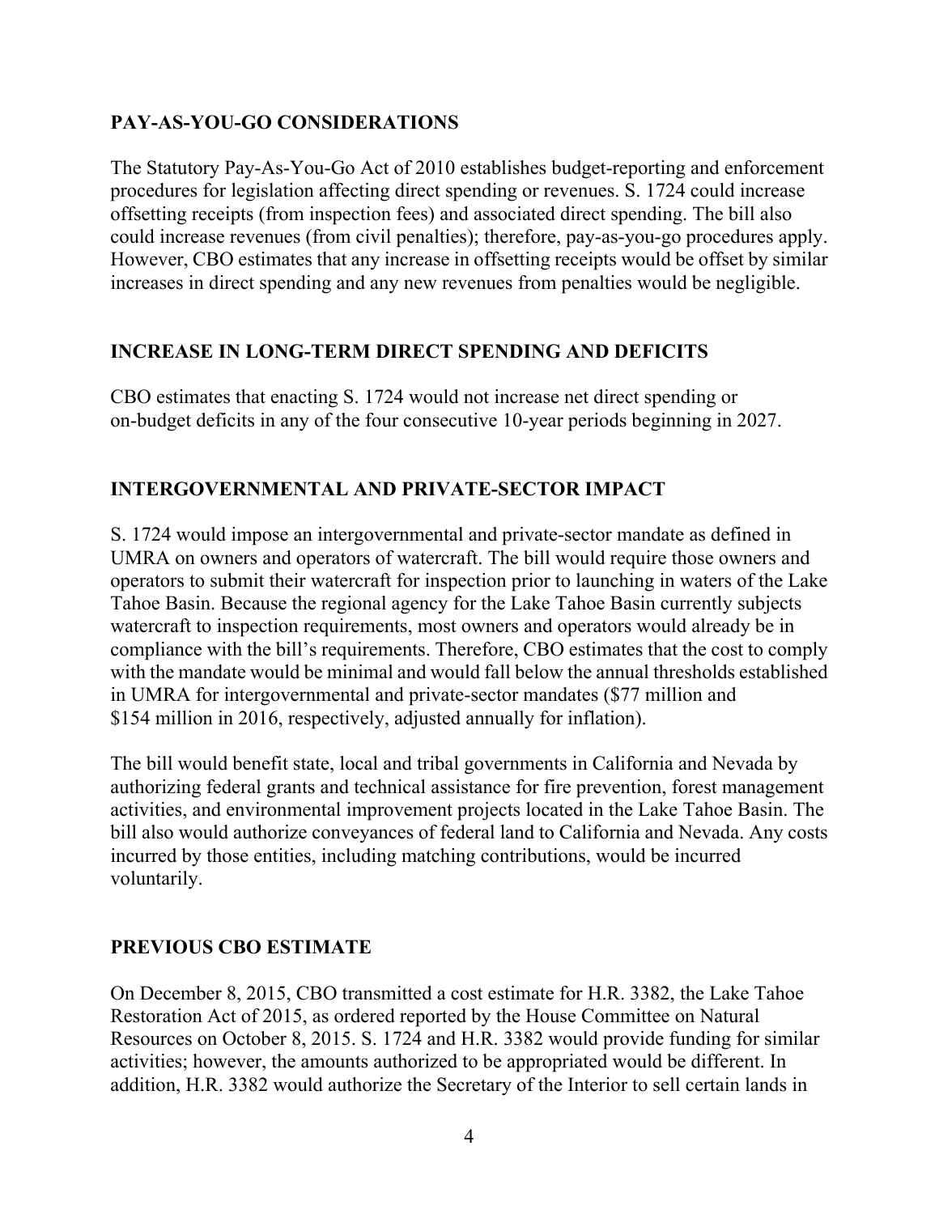## PAY-AS-YOU-GO CONSIDERATIONS

The Statutory Pay-As-You-Go Act of 2010 establishes budget-reporting and enforcement procedures for legislation affecting direct spending or revenues. S. 1724 could increase offsetting receipts (from inspection fees) and associated direct spending. The bill also could increase revenues (from civil penalties); therefore, pay-as-you-go procedures apply. However, CBO estimates that any increase in offsetting receipts would be offset by similar increases in direct spending and any new revenues from penalties would be negligible.

## INCREASE IN LONG-TERM DIRECT SPENDING AND DEFICITS

CBO estimates that enacting S. 1724 would not increase net direct spending or on-budget deficits in any of the four consecutive 10-year periods beginning in 2027.

## INTERGOVERNMENTAL AND PRIVATE-SECTOR IMPACT

S. 1724 would impose an intergovernmental and private-sector mandate as defined in UMRA on owners and operators of watercraft. The bill would require those owners and operators to submit their watercraft for inspection prior to launching in waters of the Lake Tahoe Basin. Because the regional agency for the Lake Tahoe Basin currently subjects watercraft to inspection requirements, most owners and operators would already be in compliance with the bill's requirements. Therefore, CBO estimates that the cost to comply with the mandate would be minimal and would fall below the annual thresholds established in UMRA for intergovernmental and private-sector mandates ($77 million and $154 million in 2016, respectively, adjusted annually for inflation).

The bill would benefit state, local and tribal governments in California and Nevada by authorizing federal grants and technical assistance for fire prevention, forest management activities, and environmental improvement projects located in the Lake Tahoe Basin. The bill also would authorize conveyances of federal land to California and Nevada. Any costs incurred by those entities, including matching contributions, would be incurred voluntarily.

## PREVIOUS CBO ESTIMATE

On December 8, 2015, CBO transmitted a cost estimate for H.R. 3382, the Lake Tahoe Restoration Act of 2015, as ordered reported by the House Committee on Natural Resources on October 8, 2015. S. 1724 and H.R. 3382 would provide funding for similar activities; however, the amounts authorized to be appropriated would be different. In addition, H.R. 3382 would authorize the Secretary of the Interior to sell certain lands in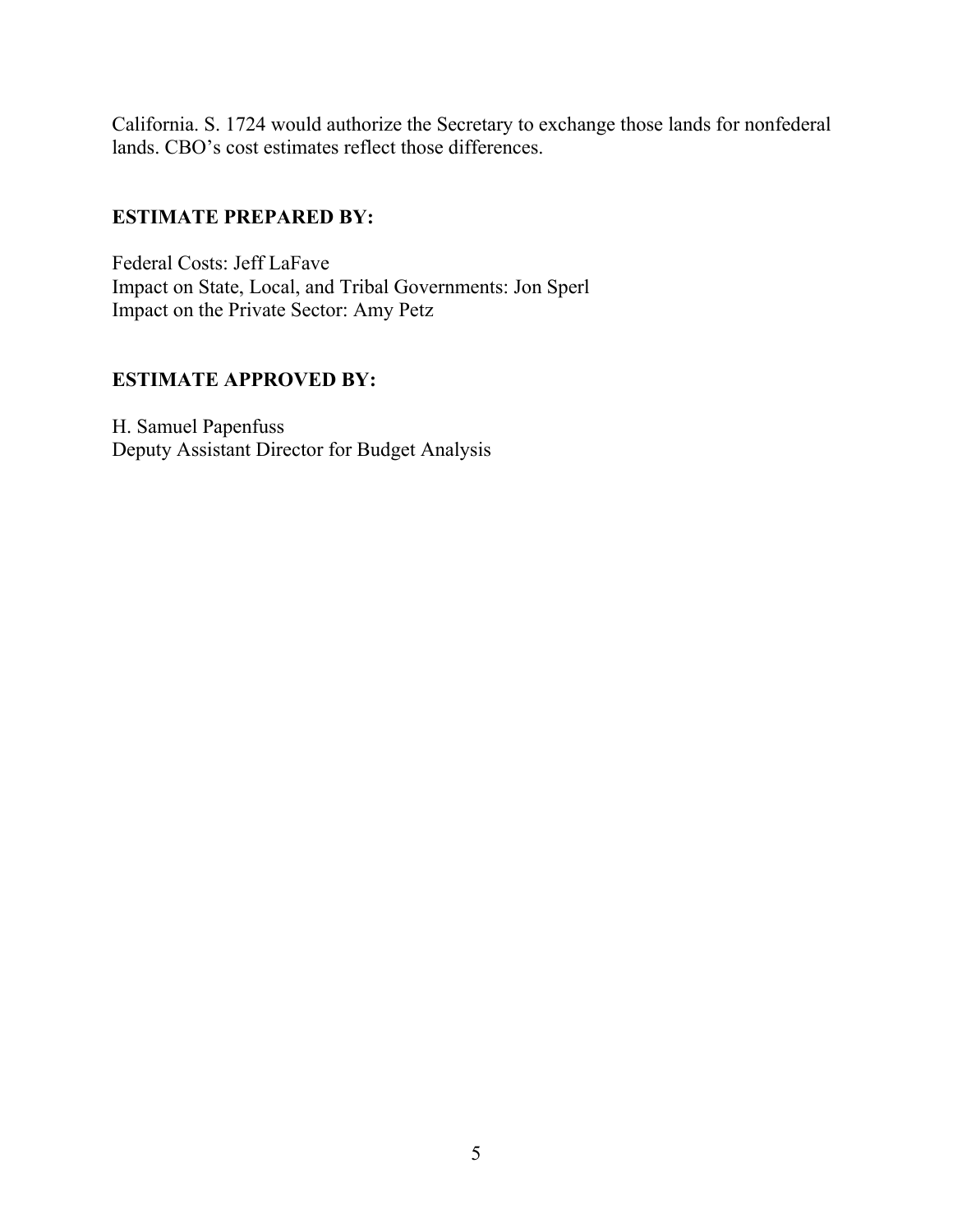California. S. 1724 would authorize the Secretary to exchange those lands for nonfederal lands. CBO's cost estimates reflect those differences.

**ESTIMATE PREPARED BY:**

Federal Costs: Jeff LaFave
Impact on State, Local, and Tribal Governments: Jon Sperl
Impact on the Private Sector: Amy Petz

**ESTIMATE APPROVED BY:**

H. Samuel Papenfuss
Deputy Assistant Director for Budget Analysis